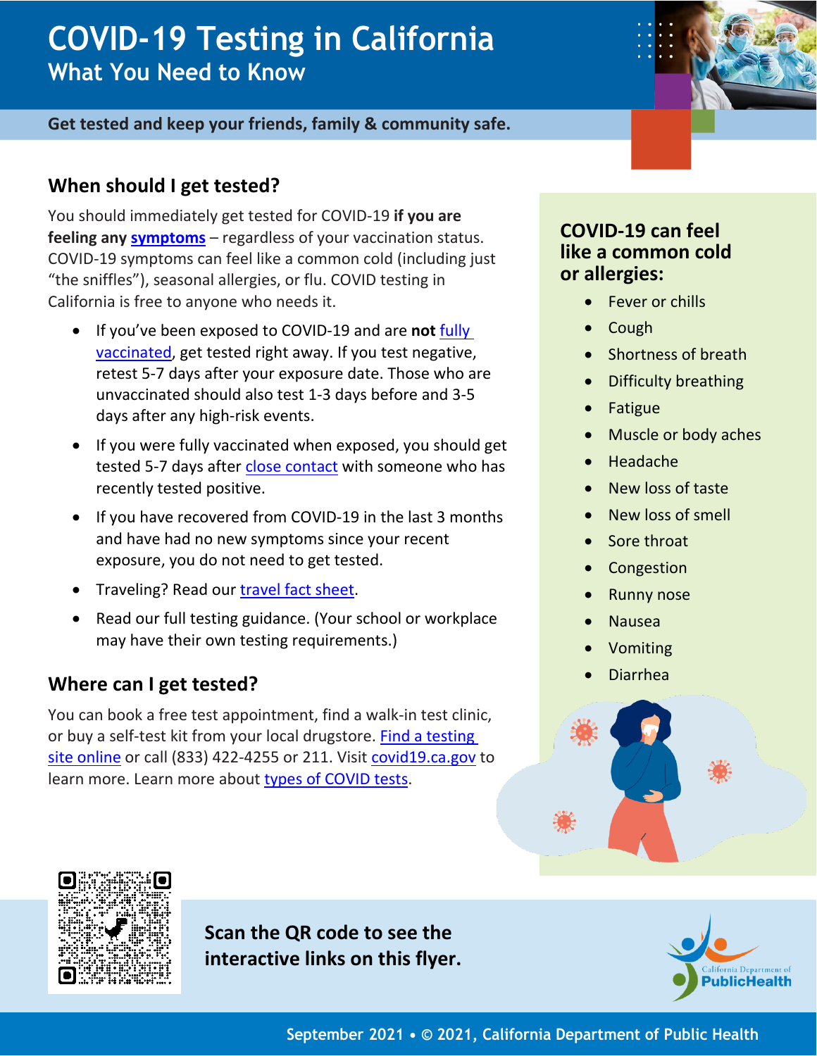# COVID-19 Testing in California

## What You Need to Know

**Get tested and keep your friends, family & community safe.**

### When should I get tested?

You should immediately get tested for COVID-19 **if you are feeling any symptoms** – regardless of your vaccination status. COVID-19 symptoms can feel like a common cold (including just "the sniffles"), seasonal allergies, or flu. COVID testing in California is free to anyone who needs it.

- If you've been exposed to COVID-19 and are **not** fully vaccinated, get tested right away. If you test negative, retest 5-7 days after your exposure date. Those who are unvaccinated should also test 1-3 days before and 3-5 days after any high-risk events.
- If you were fully vaccinated when exposed, you should get tested 5-7 days after close contact with someone who has recently tested positive.
- If you have recovered from COVID-19 in the last 3 months and have had no new symptoms since your recent exposure, you do not need to get tested.
- Traveling? Read our travel fact sheet.
- Read our full testing guidance. (Your school or workplace may have their own testing requirements.)

### Where can I get tested?

You can book a free test appointment, find a walk-in test clinic, or buy a self-test kit from your local drugstore. Find a testing site online or call (833) 422-4255 or 211. Visit covid19.ca.gov to learn more. Learn more about types of COVID tests.

### COVID-19 can feel like a common cold or allergies:

- Fever or chills
- Cough
- Shortness of breath
- Difficulty breathing
- Fatigue
- Muscle or body aches
- Headache
- New loss of taste
- New loss of smell
- Sore throat
- Congestion
- Runny nose
- Nausea
- Vomiting
- Diarrhea

**Scan the QR code to see the interactive links on this flyer.**

California Department of Public Health

September 2021 • © 2021, California Department of Public Health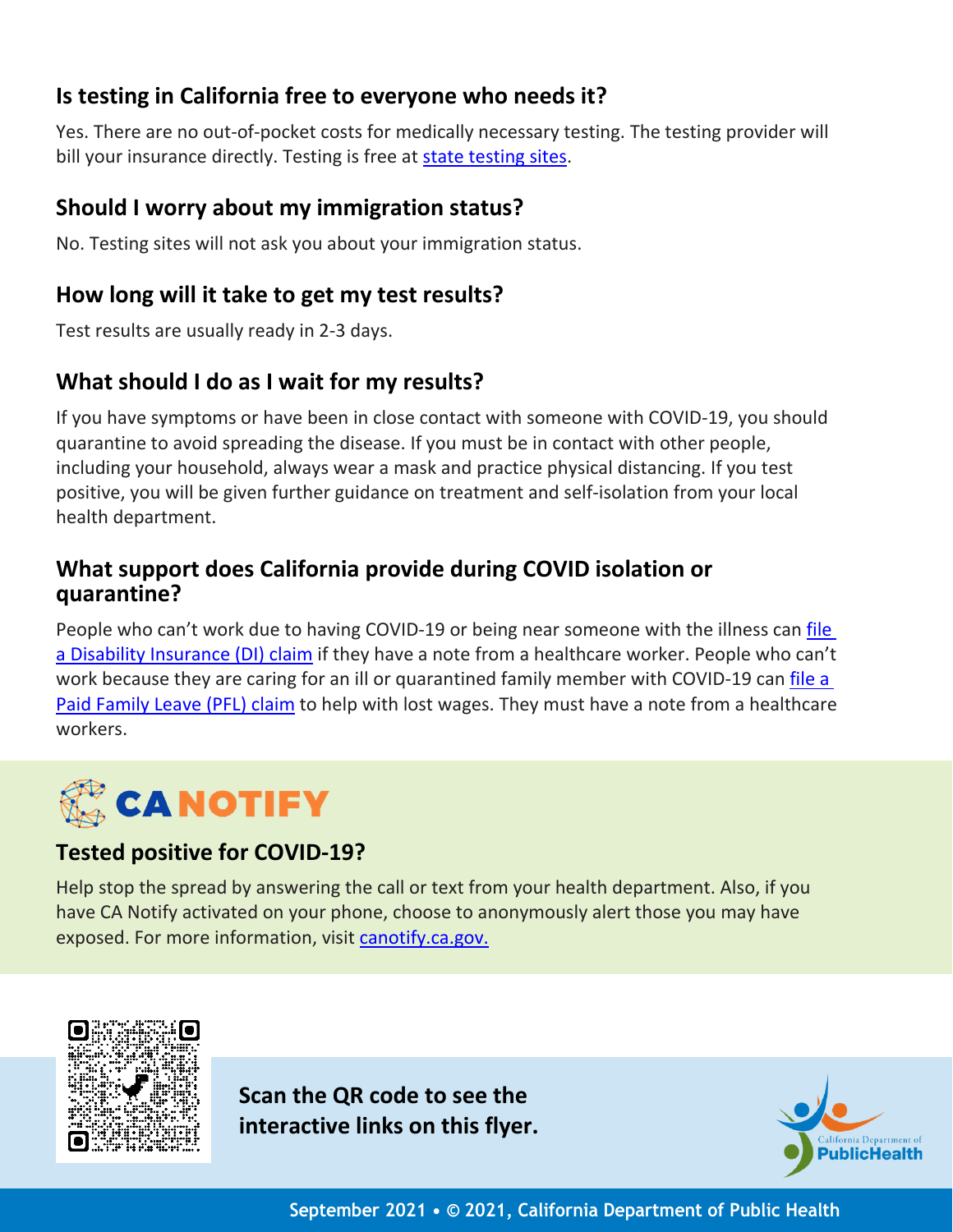## Is testing in California free to everyone who needs it?

Yes. There are no out-of-pocket costs for medically necessary testing. The testing provider will bill your insurance directly. Testing is free at state testing sites.

## Should I worry about my immigration status?

No. Testing sites will not ask you about your immigration status.

## How long will it take to get my test results?

Test results are usually ready in 2-3 days.

## What should I do as I wait for my results?

If you have symptoms or have been in close contact with someone with COVID-19, you should quarantine to avoid spreading the disease. If you must be in contact with other people, including your household, always wear a mask and practice physical distancing. If you test positive, you will be given further guidance on treatment and self-isolation from your local health department.

## What support does California provide during COVID isolation or quarantine?

People who can't work due to having COVID-19 or being near someone with the illness can file a Disability Insurance (DI) claim if they have a note from a healthcare worker. People who can't work because they are caring for an ill or quarantined family member with COVID-19 can file a Paid Family Leave (PFL) claim to help with lost wages. They must have a note from a healthcare workers.

**CA NOTIFY**

## Tested positive for COVID-19?

Help stop the spread by answering the call or text from your health department. Also, if you have CA Notify activated on your phone, choose to anonymously alert those you may have exposed. For more information, visit canotify.ca.gov.

**Scan the QR code to see the interactive links on this flyer.**

California Department of PublicHealth

September 2021 • © 2021, California Department of Public Health